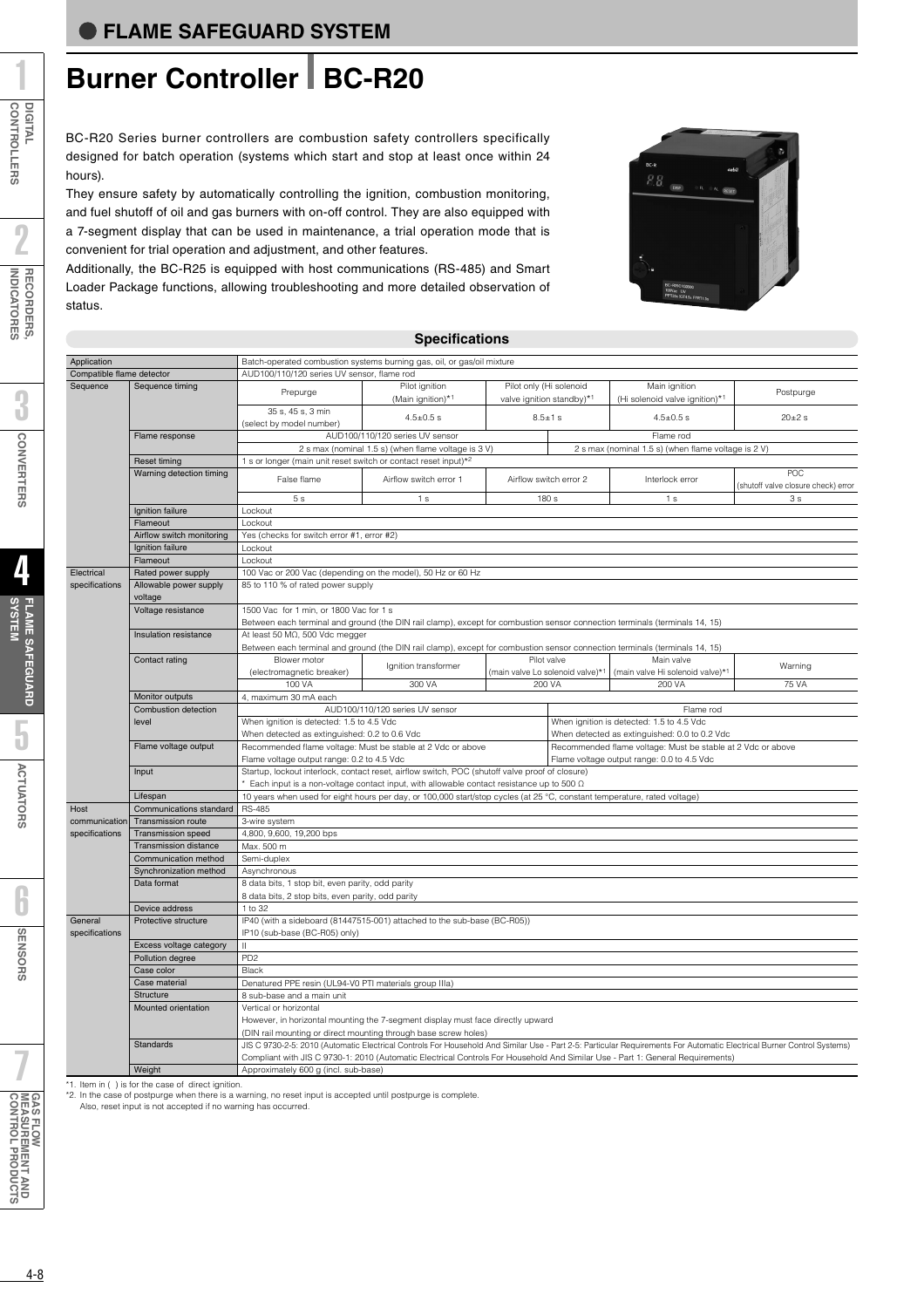## FLAME SAFEGUARD SYSTEM

# Burner Controller BC-R20

BC-R20 Series burner controllers are combustion safety controllers specifically designed for batch operation (systems which start and stop at least once within 24 hours).

They ensure safety by automatically controlling the ignition, combustion monitoring, and fuel shutoff of oil and gas burners with on-off control. They are also equipped with a 7-segment display that can be used in maintenance, a trial operation mode that is convenient for trial operation and adjustment, and other features.

Additionally, the BC-R25 is equipped with host communications (RS-485) and Smart Loader Package functions, allowing troubleshooting and more detailed observation of status.

## Specifications

| | | | | | | |
|---|---|---|---|---|---|---|
| Application | | Batch-operated combustion systems burning gas, oil, or gas/oil mixture | | | | |
| Compatible flame detector | | AUD100/110/120 series UV sensor, flame rod | | | | |
| Sequence | Sequence timing | Prepurge | Pilot ignition (Main ignition)*1 | Pilot only (Hi solenoid valve ignition standby)*1 | Main ignition (Hi solenoid valve ignition)*1 | Postpurge |
| | | 35 s, 45 s, 3 min (select by model number) | 4.5±0.5 s | 8.5±1 s | 4.5±0.5 s | 20±2 s |
| | Flame response | AUD100/110/120 series UV sensor | | | Flame rod | |
| | | 2 s max (nominal 1.5 s) (when flame voltage is 3 V) | | | 2 s max (nominal 1.5 s) (when flame voltage is 2 V) | |
| | Reset timing | 1 s or longer (main unit reset switch or contact reset input)*2 | | | | |
| | Warning detection timing | False flame | Airflow switch error 1 | Airflow switch error 2 | Interlock error | POC (shutoff valve closure check) error |
| | | 5 s | 1 s | 180 s | 1 s | 3 s |
| | Ignition failure | Lockout | | | | |
| | Flameout | Lockout | | | | |
| | Airflow switch monitoring | Yes (checks for switch error #1, error #2) | | | | |
| | Ignition failure | Lockout | | | | |
| | Flameout | Lockout | | | | |
| Electrical specifications | Rated power supply | 100 Vac or 200 Vac (depending on the model), 50 Hz or 60 Hz | | | | |
| | Allowable power supply voltage | 85 to 110 % of rated power supply | | | | |
| | Voltage resistance | 1500 Vac for 1 min, or 1800 Vac for 1 s<br>Between each terminal and ground (the DIN rail clamp), except for combustion sensor connection terminals (terminals 14, 15) | | | | |
| | Insulation resistance | At least 50 MΩ, 500 Vdc megger<br>Between each terminal and ground (the DIN rail clamp), except for combustion sensor connection terminals (terminals 14, 15) | | | | |
| | Contact rating | Blower motor (electromagnetic breaker) | Ignition transformer | Pilot valve (main valve Lo solenoid valve)*1 | Main valve (main valve Hi solenoid valve)*1 | Warning |
| | | 100 VA | 300 VA | 200 VA | 200 VA | 75 VA |
| | Monitor outputs | 4, maximum 30 mA each | | | | |
| | Combustion detection level | AUD100/110/120 series UV sensor | | | Flame rod | |
| | | When ignition is detected: 1.5 to 4.5 Vdc<br>When detected as extinguished: 0.2 to 0.6 Vdc | | | When ignition is detected: 1.5 to 4.5 Vdc<br>When detected as extinguished: 0.0 to 0.2 Vdc | |
| | Flame voltage output | Recommended flame voltage: Must be stable at 2 Vdc or above<br>Flame voltage output range: 0.2 to 4.5 Vdc | | | Recommended flame voltage: Must be stable at 2 Vdc or above<br>Flame voltage output range: 0.0 to 4.5 Vdc | |
| | Input | Startup, lockout interlock, contact reset, airflow switch, POC (shutoff valve proof of closure)<br>* Each input is a non-voltage contact input, with allowable contact resistance up to 500 Ω | | | | |
| | Lifespan | 10 years when used for eight hours per day, or 100,000 start/stop cycles (at 25 °C, constant temperature, rated voltage) | | | | |
| Host communication specifications | Communications standard | RS-485 | | | | |
| | Transmission route | 3-wire system | | | | |
| | Transmission speed | 4,800, 9,600, 19,200 bps | | | | |
| | Transmission distance | Max. 500 m | | | | |
| | Communication method | Semi-duplex | | | | |
| | Synchronization method | Asynchronous | | | | |
| | Data format | 8 data bits, 1 stop bit, even parity, odd parity<br>8 data bits, 2 stop bits, even parity, odd parity | | | | |
| | Device address | 1 to 32 | | | | |
| General specifications | Protective structure | IP40 (with a sideboard (81447515-001) attached to the sub-base (BC-R05))<br>IP10 (sub-base (BC-R05) only) | | | | |
| | Excess voltage category | II | | | | |
| | Pollution degree | PD2 | | | | |
| | Case color | Black | | | | |
| | Case material | Denatured PPE resin (UL94-V0 PTI materials group IIIa) | | | | |
| | Structure | 8 sub-base and a main unit | | | | |
| | Mounted orientation | Vertical or horizontal<br>However, in horizontal mounting the 7-segment display must face directly upward<br>(DIN rail mounting or direct mounting through base screw holes) | | | | |
| | Standards | JIS C 9730-2-5: 2010 (Automatic Electrical Controls For Household And Similar Use - Part 2-5: Particular Requirements For Automatic Electrical Burner Control Systems)<br>Compliant with JIS C 9730-1: 2010 (Automatic Electrical Controls For Household And Similar Use - Part 1: General Requirements) | | | | |
| | Weight | Approximately 600 g (incl. sub-base) | | | | |

*1. Item in ( ) is for the case of direct ignition.

*2. In the case of postpurge when there is a warning, no reset input is accepted until postpurge is complete.
Also, reset input is not accepted if no warning has occurred.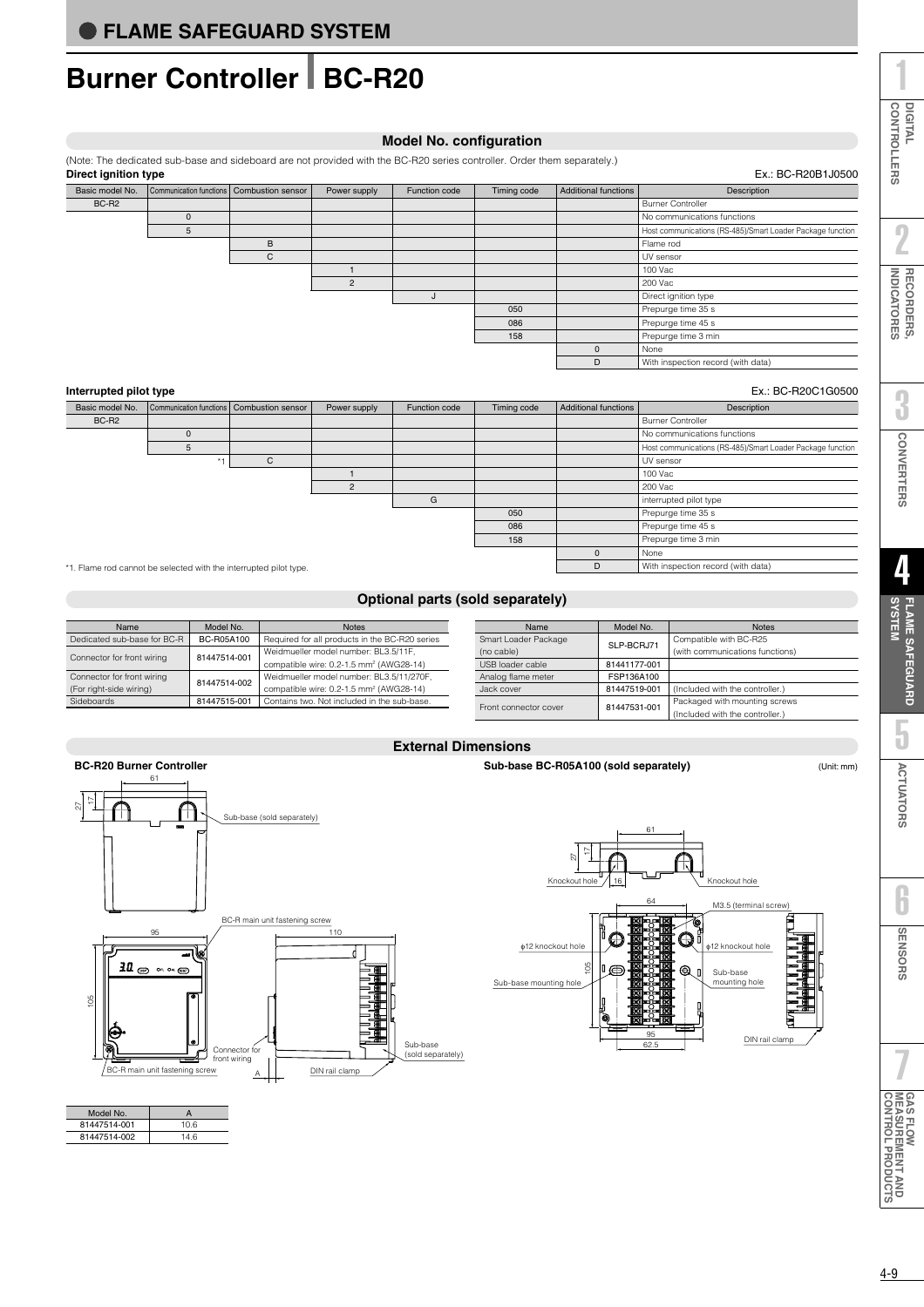## FLAME SAFEGUARD SYSTEM

# Burner Controller | BC-R20

## Model No. configuration

(Note: The dedicated sub-base and sideboard are not provided with the BC-R20 series controller. Order them separately.)

**Direct ignition type**

Ex.: BC-R20B1J0500

| Basic model No. | Communication functions | Combustion sensor | Power supply | Function code | Timing code | Additional functions | Description |
|---|---|---|---|---|---|---|---|
| BC-R2 | | | | | | | Burner Controller |
| | 0 | | | | | | No communications functions |
| | 5 | | | | | | Host communications (RS-485)/Smart Loader Package function |
| | | B | | | | | Flame rod |
| | | C | | | | | UV sensor |
| | | | 1 | | | | 100 Vac |
| | | | 2 | | | | 200 Vac |
| | | | | J | | | Direct ignition type |
| | | | | | 050 | | Prepurge time 35 s |
| | | | | | 086 | | Prepurge time 45 s |
| | | | | | 158 | | Prepurge time 3 min |
| | | | | | | 0 | None |
| | | | | | | D | With inspection record (with data) |

**Interrupted pilot type**

Ex.: BC-R20C1G0500

| Basic model No. | Communication functions | Combustion sensor | Power supply | Function code | Timing code | Additional functions | Description |
|---|---|---|---|---|---|---|---|
| BC-R2 | | | | | | | Burner Controller |
| | 0 | | | | | | No communications functions |
| | 5 | | | | | | Host communications (RS-485)/Smart Loader Package function |
| | | *1 C | | | | | UV sensor |
| | | | 1 | | | | 100 Vac |
| | | | 2 | | | | 200 Vac |
| | | | | G | | | interrupted pilot type |
| | | | | | 050 | | Prepurge time 35 s |
| | | | | | 086 | | Prepurge time 45 s |
| | | | | | 158 | | Prepurge time 3 min |
| | | | | | | 0 | None |
| | | | | | | D | With inspection record (with data) |

*1. Flame rod cannot be selected with the interrupted pilot type.

## Optional parts (sold separately)

| Name | Model No. | Notes |
|---|---|---|
| Dedicated sub-base for BC-R | BC-R05A100 | Required for all products in the BC-R20 series |
| Connector for front wiring | 81447514-001 | Weidmueller model number: BL3.5/11F, compatible wire: 0.2-1.5 mm² (AWG28-14) |
| Connector for front wiring (For right-side wiring) | 81447514-002 | Weidmueller model number: BL3.5/11/270F, compatible wire: 0.2-1.5 mm² (AWG28-14) |
| Sideboards | 81447515-001 | Contains two. Not included in the sub-base. |

| Name | Model No. | Notes |
|---|---|---|
| Smart Loader Package (no cable) | SLP-BCRJ71 | Compatible with BC-R25 (with communications functions) |
| USB loader cable | 81441177-001 | |
| Analog flame meter | FSP136A100 | |
| Jack cover | 81447519-001 | (Included with the controller.) |
| Front connector cover | 81447531-001 | Packaged with mounting screws (Included with the controller.) |

## External Dimensions

**BC-R20 Burner Controller**

61
27
17
Sub-base (sold separately)
BC-R main unit fastening screw
95
110
105
Connector for front wiring
Sub-base (sold separately)
BC-R main unit fastening screw
A
DIN rail clamp

| Model No. | A |
|---|---|
| 81447514-001 | 10.6 |
| 81447514-002 | 14.6 |

**Sub-base BC-R05A100 (sold separately)**

(Unit: mm)

61
27
17
Knockout hole
16
Knockout hole
64
M3.5 (terminal screw)
ϕ12 knockout hole
ϕ12 knockout hole
105
Sub-base mounting hole
Sub-base mounting hole
95
62.5
DIN rail clamp